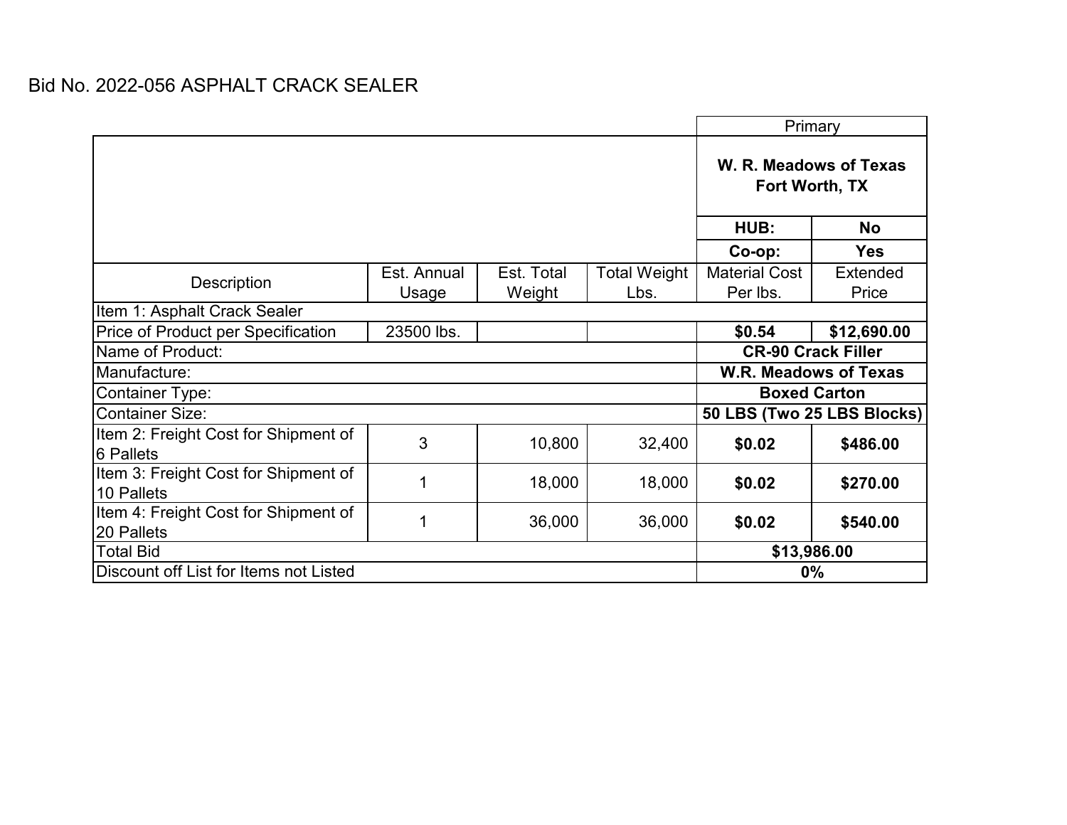Bid No. 2022-056 ASPHALT CRACK SEALER

| | | | | Primary | |
|---|---|---|---|---|---|
| | | | | **W. R. Meadows of Texas Fort Worth, TX** | |
| | | | | **HUB:** | **No** |
| | | | | **Co-op:** | **Yes** |
| Description | Est. Annual Usage | Est. Total Weight | Total Weight Lbs. | Material Cost Per lbs. | Extended Price |
| Item 1: Asphalt Crack Sealer | | | | | |
| Price of Product per Specification | 23500 lbs. | | | **$0.54** | **$12,690.00** |
| Name of Product: | | | | **CR-90 Crack Filler** | |
| Manufacture: | | | | **W.R. Meadows of Texas** | |
| Container Type: | | | | **Boxed Carton** | |
| Container Size: | | | | **50 LBS (Two 25 LBS Blocks)** | |
| Item 2: Freight Cost for Shipment of 6 Pallets | 3 | 10,800 | 32,400 | **$0.02** | **$486.00** |
| Item 3: Freight Cost for Shipment of 10 Pallets | 1 | 18,000 | 18,000 | **$0.02** | **$270.00** |
| Item 4: Freight Cost for Shipment of 20 Pallets | 1 | 36,000 | 36,000 | **$0.02** | **$540.00** |
| Total Bid | | | | **$13,986.00** | |
| Discount off List for Items not Listed | | | | **0%** | |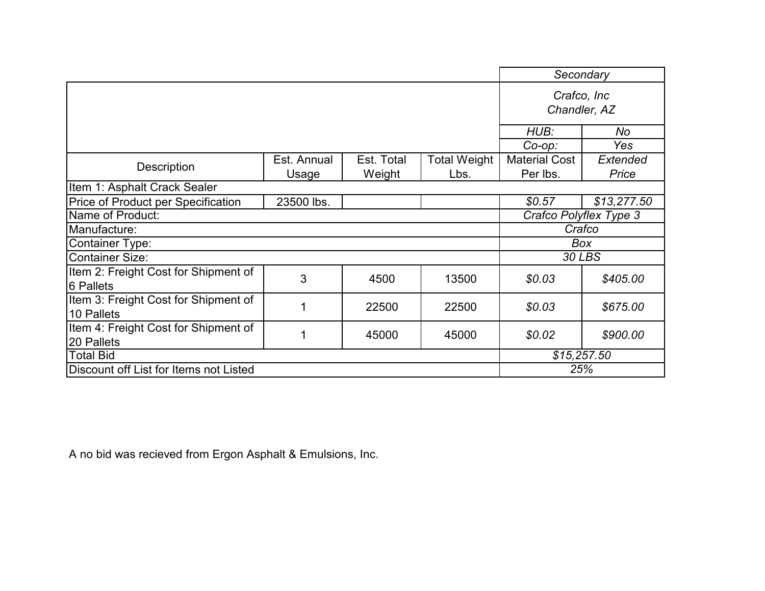| | | | | | |
|---|---|---|---|---|---|
| | | | | *Secondary* | |
| | | | | *Crafco, Inc Chandler, AZ* | |
| | | | | *HUB:* | *No* |
| | | | | *Co-op:* | *Yes* |
| Description | Est. Annual Usage | Est. Total Weight | Total Weight Lbs. | Material Cost Per lbs. | *Extended Price* |
| Item 1: Asphalt Crack Sealer | | | | | |
| Price of Product per Specification | 23500 lbs. | | | *$0.57* | *$13,277.50* |
| Name of Product: | | | | *Crafco Polyflex Type 3* | |
| Manufacture: | | | | *Crafco* | |
| Container Type: | | | | *Box* | |
| Container Size: | | | | *30 LBS* | |
| Item 2: Freight Cost for Shipment of 6 Pallets | 3 | 4500 | 13500 | *$0.03* | *$405.00* |
| Item 3: Freight Cost for Shipment of 10 Pallets | 1 | 22500 | 22500 | *$0.03* | *$675.00* |
| Item 4: Freight Cost for Shipment of 20 Pallets | 1 | 45000 | 45000 | *$0.02* | *$900.00* |
| Total Bid | | | | *$15,257.50* | |
| Discount off List for Items not Listed | | | | *25%* | |

A no bid was recieved from Ergon Asphalt & Emulsions, Inc.